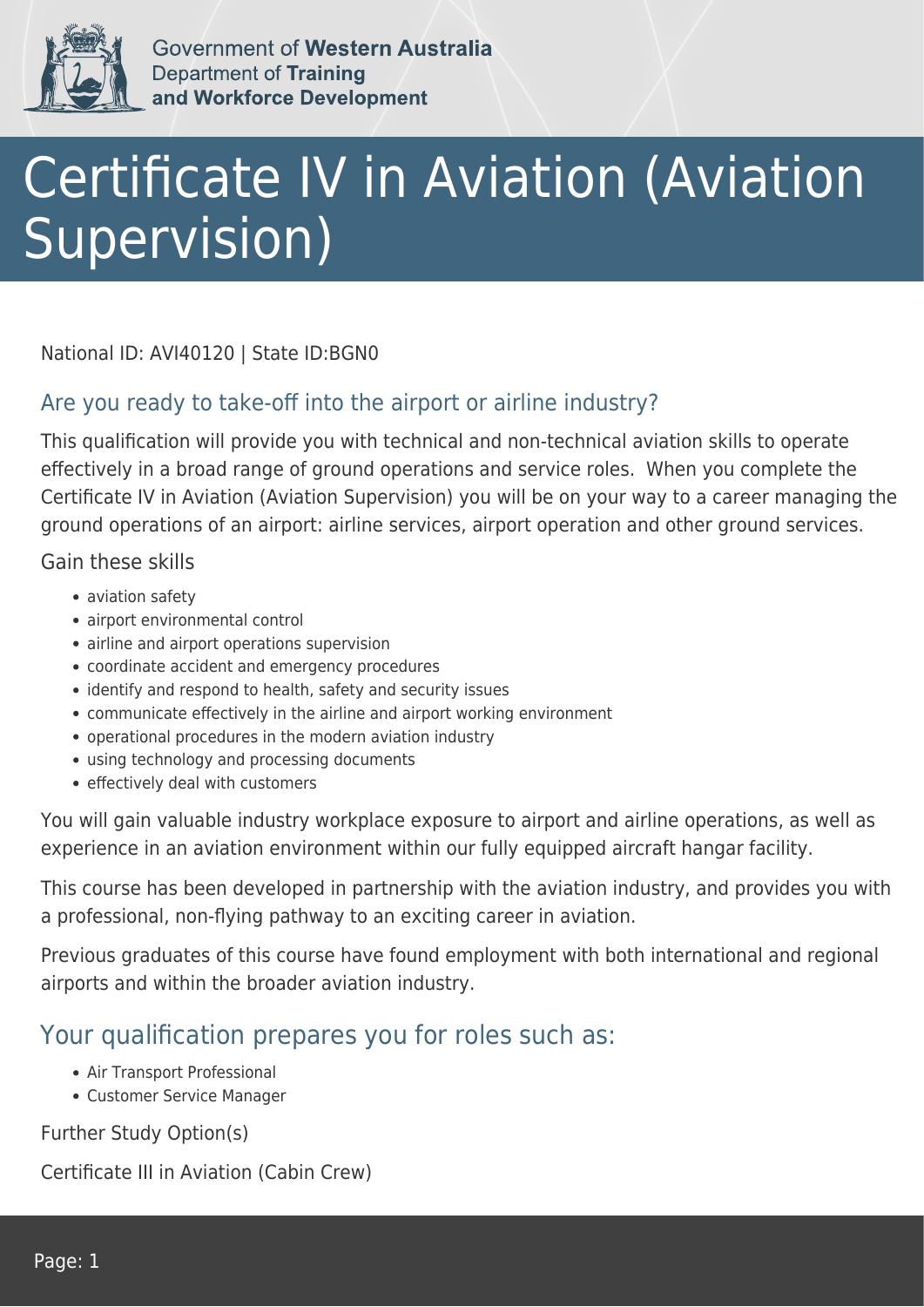Government of **Western Australia**
Department of **Training and Workforce Development**

# Certificate IV in Aviation (Aviation Supervision)

National ID: AVI40120 | State ID:BGN0

## Are you ready to take-off into the airport or airline industry?

This qualification will provide you with technical and non-technical aviation skills to operate effectively in a broad range of ground operations and service roles. When you complete the Certificate IV in Aviation (Aviation Supervision) you will be on your way to a career managing the ground operations of an airport: airline services, airport operation and other ground services.

Gain these skills

- aviation safety
- airport environmental control
- airline and airport operations supervision
- coordinate accident and emergency procedures
- identify and respond to health, safety and security issues
- communicate effectively in the airline and airport working environment
- operational procedures in the modern aviation industry
- using technology and processing documents
- effectively deal with customers

You will gain valuable industry workplace exposure to airport and airline operations, as well as experience in an aviation environment within our fully equipped aircraft hangar facility.

This course has been developed in partnership with the aviation industry, and provides you with a professional, non-flying pathway to an exciting career in aviation.

Previous graduates of this course have found employment with both international and regional airports and within the broader aviation industry.

## Your qualification prepares you for roles such as:

- Air Transport Professional
- Customer Service Manager

Further Study Option(s)

Certificate III in Aviation (Cabin Crew)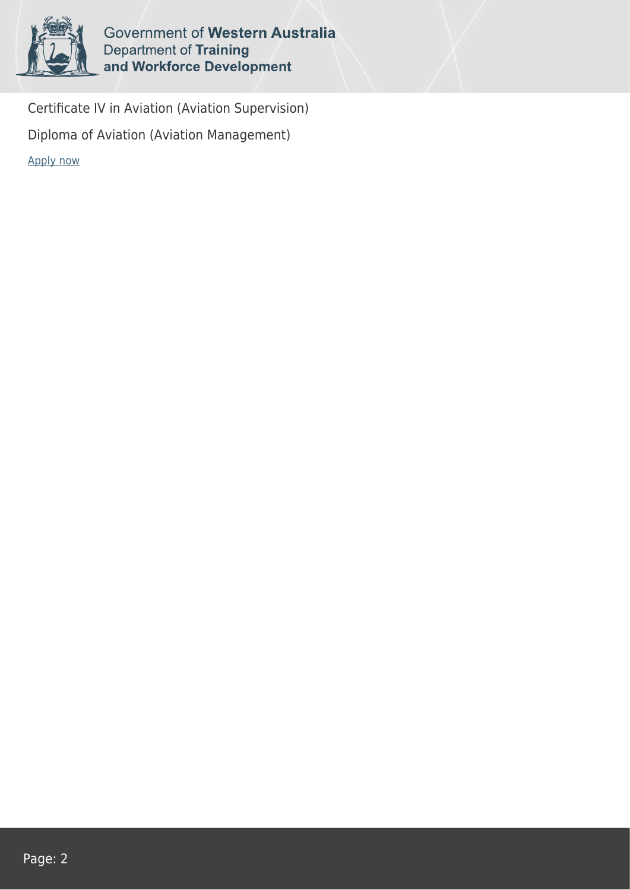Certificate IV in Aviation (Aviation Supervision)

Diploma of Aviation (Aviation Management)

[Apply now]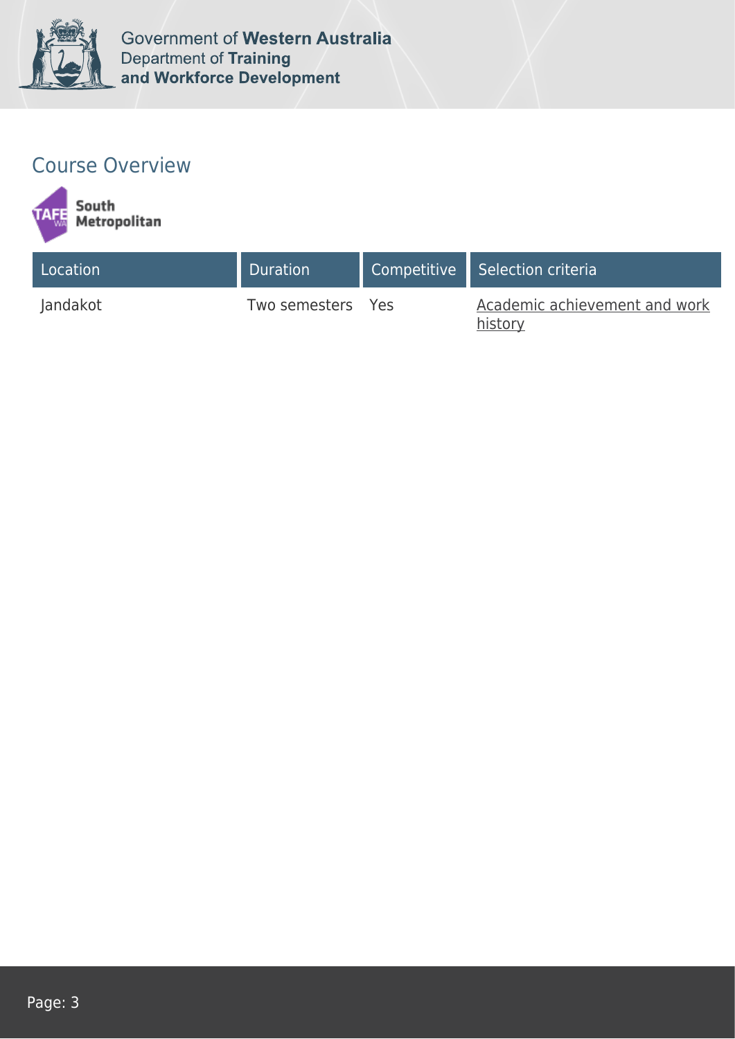## Course Overview

South Metropolitan

| Location | Duration | Competitive | Selection criteria |
| --- | --- | --- | --- |
| Jandakot | Two semesters | Yes | Academic achievement and work history |